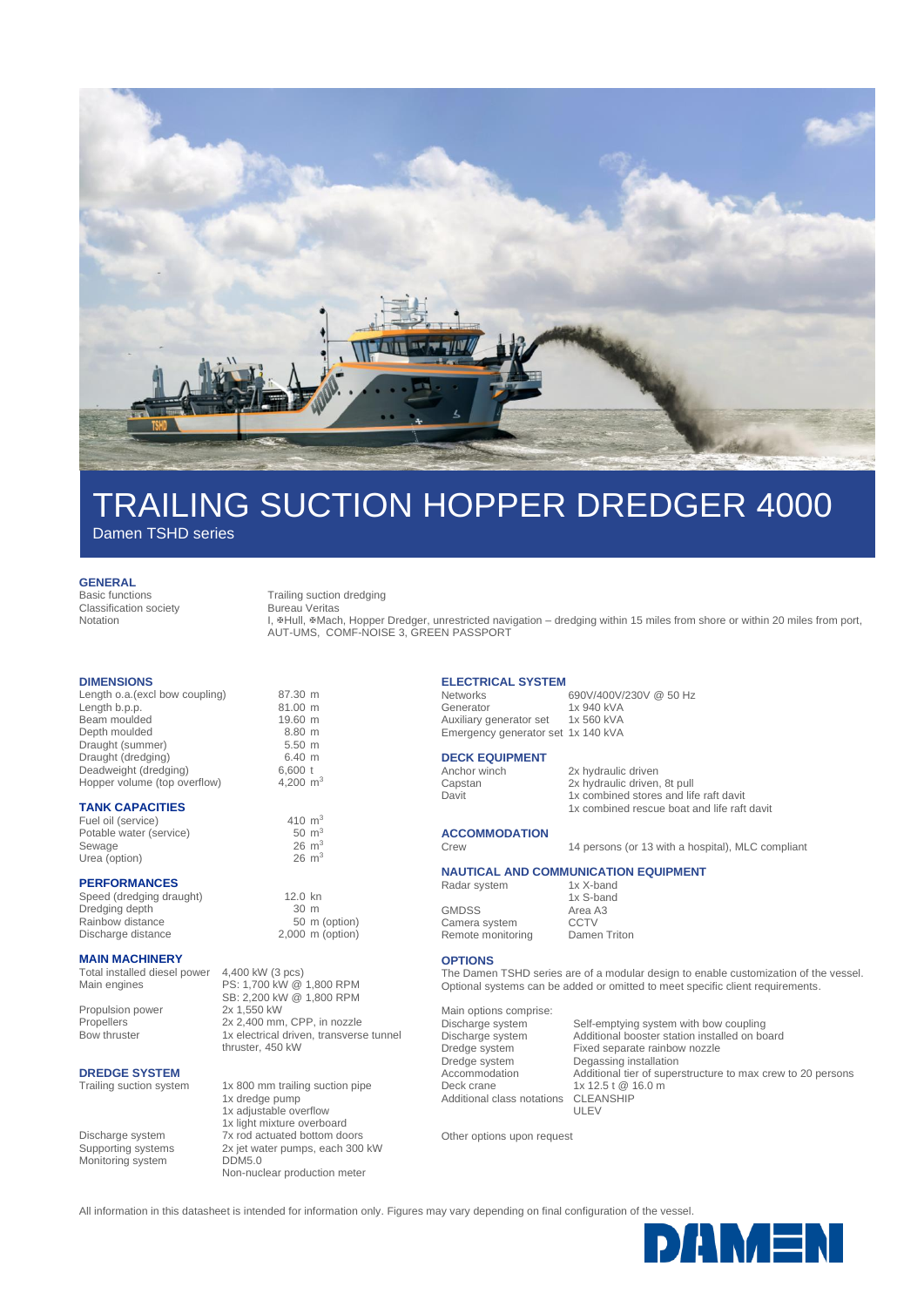# TRAILING SUCTION HOPPER DREDGER 4000

Damen TSHD series

## GENERAL

| | |
|---|---|
| Basic functions | Trailing suction dredging |
| Classification society | Bureau Veritas |
| Notation | I, ✠Hull, ✠Mach, Hopper Dredger, unrestricted navigation – dredging within 15 miles from shore or within 20 miles from port, AUT-UMS, COMF-NOISE 3, GREEN PASSPORT |

## DIMENSIONS

| | |
|---|---|
| Length o.a.(excl bow coupling) | 87.30 m |
| Length b.p.p. | 81.00 m |
| Beam moulded | 19.60 m |
| Depth moulded | 8.80 m |
| Draught (summer) | 5.50 m |
| Draught (dredging) | 6.40 m |
| Deadweight (dredging) | 6,600 t |
| Hopper volume (top overflow) | 4,200 $m^3$ |

## TANK CAPACITIES

| | |
|---|---|
| Fuel oil (service) | 410 $m^3$ |
| Potable water (service) | 50 $m^3$ |
| Sewage | 26 $m^3$ |
| Urea (option) | 26 $m^3$ |

## PERFORMANCES

| | |
|---|---|
| Speed (dredging draught) | 12.0 kn |
| Dredging depth | 30 m |
| Rainbow distance | 50 m (option) |
| Discharge distance | 2,000 m (option) |

## MAIN MACHINERY

| | |
|---|---|
| Total installed diesel power | 4,400 kW (3 pcs) |
| Main engines | PS: 1,700 kW @ 1,800 RPM<br>SB: 2,200 kW @ 1,800 RPM |
| Propulsion power | 2x 1,550 kW |
| Propellers | 2x 2,400 mm, CPP, in nozzle |
| Bow thruster | 1x electrical driven, transverse tunnel thruster, 450 kW |

## DREDGE SYSTEM

| | |
|---|---|
| Trailing suction system | 1x 800 mm trailing suction pipe<br>1x dredge pump<br>1x adjustable overflow<br>1x light mixture overboard |
| Discharge system | 7x rod actuated bottom doors |
| Supporting systems | 2x jet water pumps, each 300 kW |
| Monitoring system | DDM5.0<br>Non-nuclear production meter |

## ELECTRICAL SYSTEM

| | |
|---|---|
| Networks | 690V/400V/230V @ 50 Hz |
| Generator | 1x 940 kVA |
| Auxiliary generator set | 1x 560 kVA |
| Emergency generator set | 1x 140 kVA |

## DECK EQUIPMENT

| | |
|---|---|
| Anchor winch | 2x hydraulic driven |
| Capstan | 2x hydraulic driven, 8t pull |
| Davit | 1x combined stores and life raft davit<br>1x combined rescue boat and life raft davit |

## ACCOMMODATION

| | |
|---|---|
| Crew | 14 persons (or 13 with a hospital), MLC compliant |

## NAUTICAL AND COMMUNICATION EQUIPMENT

| | |
|---|---|
| Radar system | 1x X-band<br>1x S-band |
| GMDSS | Area A3 |
| Camera system | CCTV |
| Remote monitoring | Damen Triton |

## OPTIONS

The Damen TSHD series are of a modular design to enable customization of the vessel. Optional systems can be added or omitted to meet specific client requirements.

Main options comprise:

| | |
|---|---|
| Discharge system | Self-emptying system with bow coupling |
| Discharge system | Additional booster station installed on board |
| Dredge system | Fixed separate rainbow nozzle |
| Dredge system | Degassing installation |
| Accommodation | Additional tier of superstructure to max crew to 20 persons |
| Deck crane | 1x 12.5 t @ 16.0 m |
| Additional class notations | CLEANSHIP<br>ULEV |

Other options upon request

All information in this datasheet is intended for information only. Figures may vary depending on final configuration of the vessel.

DAMEN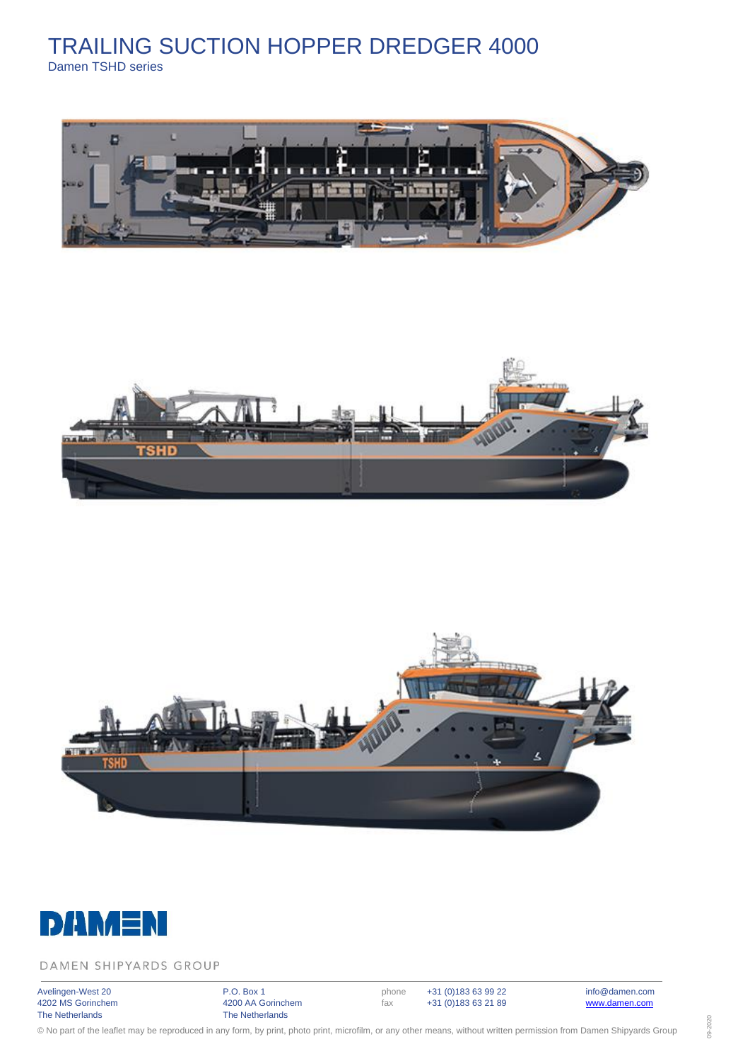# TRAILING SUCTION HOPPER DREDGER 4000

Damen TSHD series

DAMEN SHIPYARDS GROUP

Avelingen-West 20
4202 MS Gorinchem
The Netherlands

P.O. Box 1
4200 AA Gorinchem
The Netherlands

phone +31 (0)183 63 99 22
fax +31 (0)183 63 21 89

info@damen.com
www.damen.com

© No part of the leaflet may be reproduced in any form, by print, photo print, microfilm, or any other means, without written permission from Damen Shipyards Group

09-2020